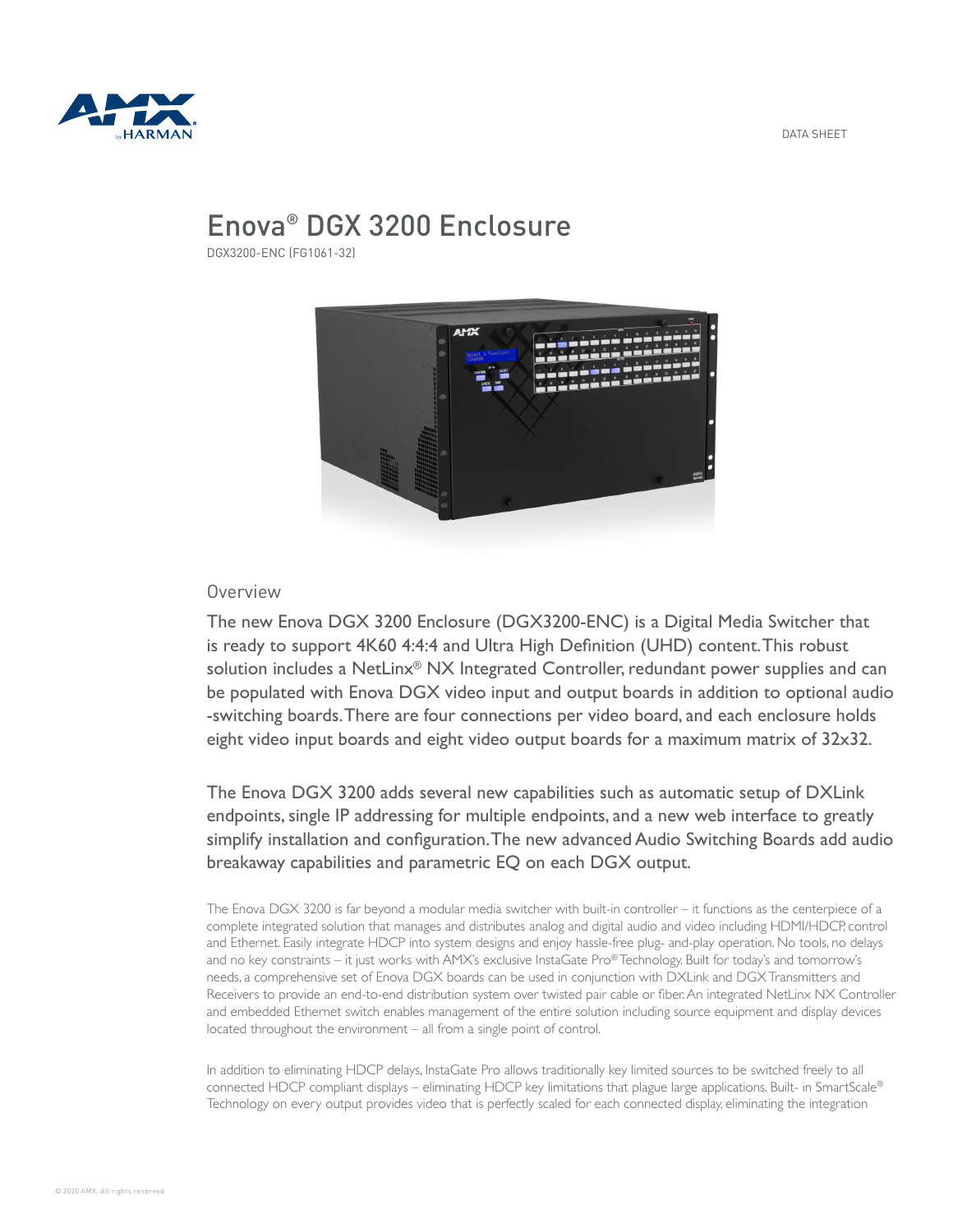DATA SHEET

# Enova® DGX 3200 Enclosure

DGX3200-ENC (FG1061-32)

## Overview

The new Enova DGX 3200 Enclosure (DGX3200-ENC) is a Digital Media Switcher that is ready to support 4K60 4:4:4 and Ultra High Definition (UHD) content. This robust solution includes a NetLinx® NX Integrated Controller, redundant power supplies and can be populated with Enova DGX video input and output boards in addition to optional audio -switching boards. There are four connections per video board, and each enclosure holds eight video input boards and eight video output boards for a maximum matrix of 32x32.

The Enova DGX 3200 adds several new capabilities such as automatic setup of DXLink endpoints, single IP addressing for multiple endpoints, and a new web interface to greatly simplify installation and configuration. The new advanced Audio Switching Boards add audio breakaway capabilities and parametric EQ on each DGX output.

The Enova DGX 3200 is far beyond a modular media switcher with built-in controller – it functions as the centerpiece of a complete integrated solution that manages and distributes analog and digital audio and video including HDMI/HDCP, control and Ethernet. Easily integrate HDCP into system designs and enjoy hassle-free plug- and-play operation. No tools, no delays and no key constraints – it just works with AMX's exclusive InstaGate Pro® Technology. Built for today's and tomorrow's needs, a comprehensive set of Enova DGX boards can be used in conjunction with DXLink and DGX Transmitters and Receivers to provide an end-to-end distribution system over twisted pair cable or fiber. An integrated NetLinx NX Controller and embedded Ethernet switch enables management of the entire solution including source equipment and display devices located throughout the environment – all from a single point of control.

In addition to eliminating HDCP delays, InstaGate Pro allows traditionally key limited sources to be switched freely to all connected HDCP compliant displays – eliminating HDCP key limitations that plague large applications. Built- in SmartScale® Technology on every output provides video that is perfectly scaled for each connected display, eliminating the integration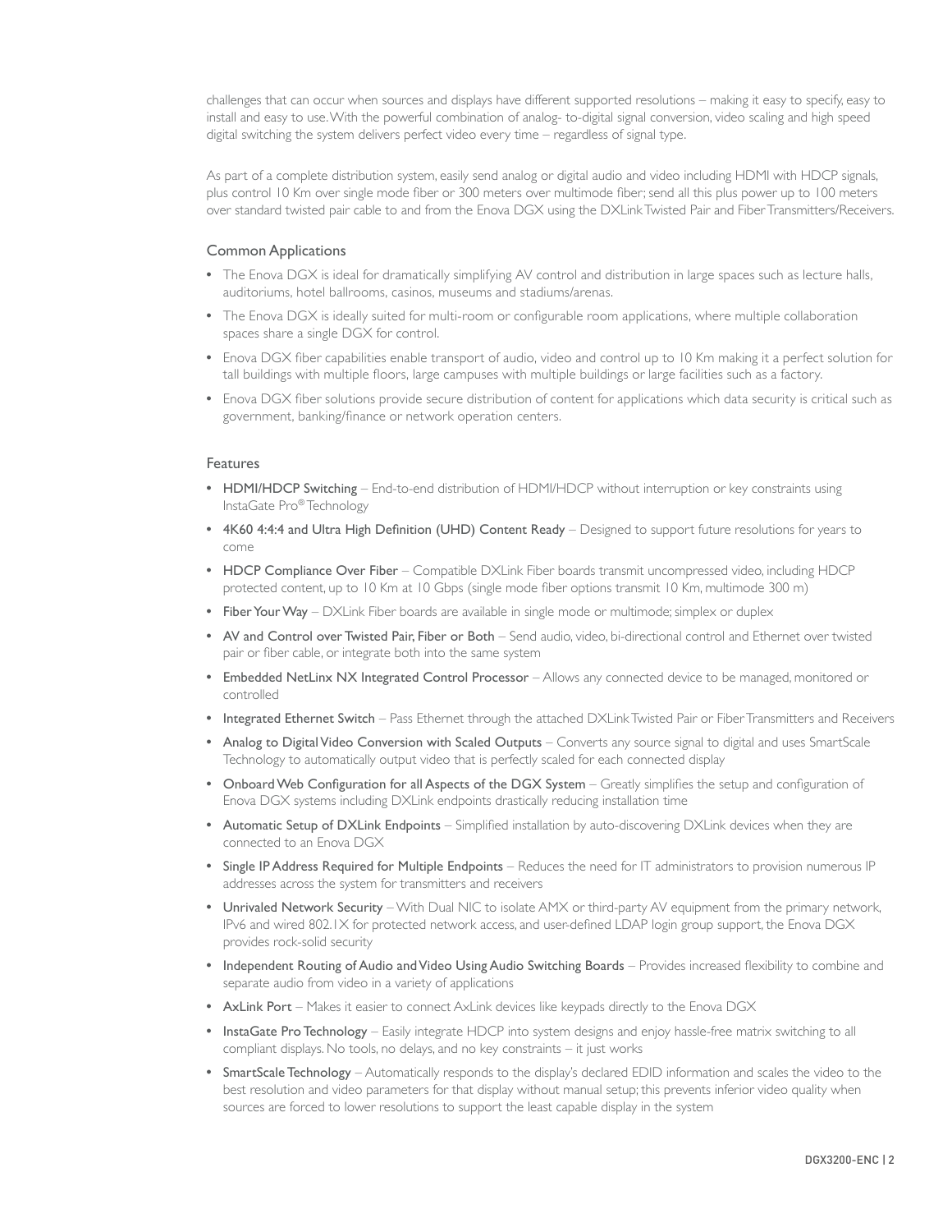challenges that can occur when sources and displays have different supported resolutions – making it easy to specify, easy to install and easy to use. With the powerful combination of analog- to-digital signal conversion, video scaling and high speed digital switching the system delivers perfect video every time – regardless of signal type.

As part of a complete distribution system, easily send analog or digital audio and video including HDMI with HDCP signals, plus control 10 Km over single mode fiber or 300 meters over multimode fiber; send all this plus power up to 100 meters over standard twisted pair cable to and from the Enova DGX using the DXLink Twisted Pair and Fiber Transmitters/Receivers.

## Common Applications

- The Enova DGX is ideal for dramatically simplifying AV control and distribution in large spaces such as lecture halls, auditoriums, hotel ballrooms, casinos, museums and stadiums/arenas.
- The Enova DGX is ideally suited for multi-room or configurable room applications, where multiple collaboration spaces share a single DGX for control.
- Enova DGX fiber capabilities enable transport of audio, video and control up to 10 Km making it a perfect solution for tall buildings with multiple floors, large campuses with multiple buildings or large facilities such as a factory.
- Enova DGX fiber solutions provide secure distribution of content for applications which data security is critical such as government, banking/finance or network operation centers.

## Features

- **HDMI/HDCP Switching** – End-to-end distribution of HDMI/HDCP without interruption or key constraints using InstaGate Pro® Technology
- **4K60 4:4:4 and Ultra High Definition (UHD) Content Ready** – Designed to support future resolutions for years to come
- **HDCP Compliance Over Fiber** – Compatible DXLink Fiber boards transmit uncompressed video, including HDCP protected content, up to 10 Km at 10 Gbps (single mode fiber options transmit 10 Km, multimode 300 m)
- **Fiber Your Way** – DXLink Fiber boards are available in single mode or multimode; simplex or duplex
- **AV and Control over Twisted Pair, Fiber or Both** – Send audio, video, bi-directional control and Ethernet over twisted pair or fiber cable, or integrate both into the same system
- **Embedded NetLinx NX Integrated Control Processor** – Allows any connected device to be managed, monitored or controlled
- **Integrated Ethernet Switch** – Pass Ethernet through the attached DXLink Twisted Pair or Fiber Transmitters and Receivers
- **Analog to Digital Video Conversion with Scaled Outputs** – Converts any source signal to digital and uses SmartScale Technology to automatically output video that is perfectly scaled for each connected display
- **Onboard Web Configuration for all Aspects of the DGX System** – Greatly simplifies the setup and configuration of Enova DGX systems including DXLink endpoints drastically reducing installation time
- **Automatic Setup of DXLink Endpoints** – Simplified installation by auto-discovering DXLink devices when they are connected to an Enova DGX
- **Single IP Address Required for Multiple Endpoints** – Reduces the need for IT administrators to provision numerous IP addresses across the system for transmitters and receivers
- **Unrivaled Network Security** – With Dual NIC to isolate AMX or third-party AV equipment from the primary network, IPv6 and wired 802.1X for protected network access, and user-defined LDAP login group support, the Enova DGX provides rock-solid security
- **Independent Routing of Audio and Video Using Audio Switching Boards** – Provides increased flexibility to combine and separate audio from video in a variety of applications
- **AxLink Port** – Makes it easier to connect AxLink devices like keypads directly to the Enova DGX
- **InstaGate Pro Technology** – Easily integrate HDCP into system designs and enjoy hassle-free matrix switching to all compliant displays. No tools, no delays, and no key constraints – it just works
- **SmartScale Technology** – Automatically responds to the display's declared EDID information and scales the video to the best resolution and video parameters for that display without manual setup; this prevents inferior video quality when sources are forced to lower resolutions to support the least capable display in the system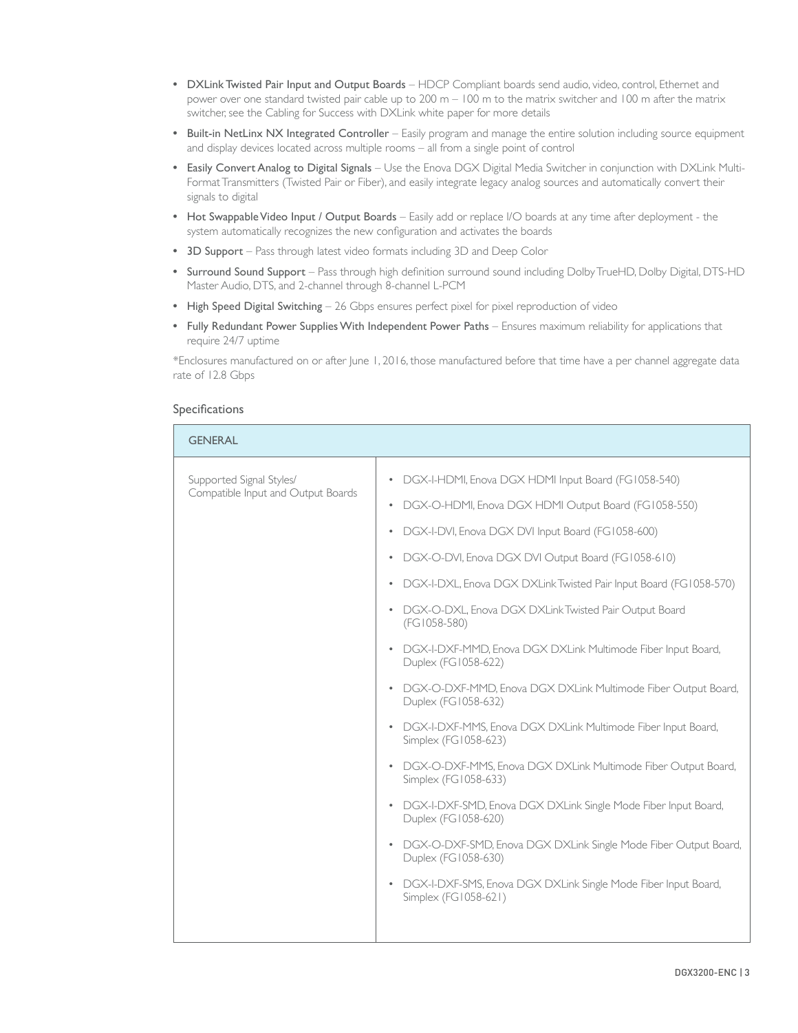- **DXLink Twisted Pair Input and Output Boards** – HDCP Compliant boards send audio, video, control, Ethernet and power over one standard twisted pair cable up to 200 m – 100 m to the matrix switcher and 100 m after the matrix switcher, see the Cabling for Success with DXLink white paper for more details
- **Built-in NetLinx NX Integrated Controller** – Easily program and manage the entire solution including source equipment and display devices located across multiple rooms – all from a single point of control
- **Easily Convert Analog to Digital Signals** – Use the Enova DGX Digital Media Switcher in conjunction with DXLink Multi-Format Transmitters (Twisted Pair or Fiber), and easily integrate legacy analog sources and automatically convert their signals to digital
- **Hot Swappable Video Input / Output Boards** – Easily add or replace I/O boards at any time after deployment - the system automatically recognizes the new configuration and activates the boards
- **3D Support** – Pass through latest video formats including 3D and Deep Color
- **Surround Sound Support** – Pass through high definition surround sound including Dolby TrueHD, Dolby Digital, DTS-HD Master Audio, DTS, and 2-channel through 8-channel L-PCM
- **High Speed Digital Switching** – 26 Gbps ensures perfect pixel for pixel reproduction of video
- **Fully Redundant Power Supplies With Independent Power Paths** – Ensures maximum reliability for applications that require 24/7 uptime

*Enclosures manufactured on or after June 1, 2016, those manufactured before that time have a per channel aggregate data rate of 12.8 Gbps

## Specifications

| GENERAL | |
|---|---|
| Supported Signal Styles/ Compatible Input and Output Boards | • DGX-I-HDMI, Enova DGX HDMI Input Board (FG1058-540)<br>• DGX-O-HDMI, Enova DGX HDMI Output Board (FG1058-550)<br>• DGX-I-DVI, Enova DGX DVI Input Board (FG1058-600)<br>• DGX-O-DVI, Enova DGX DVI Output Board (FG1058-610)<br>• DGX-I-DXL, Enova DGX DXLink Twisted Pair Input Board (FG1058-570)<br>• DGX-O-DXL, Enova DGX DXLink Twisted Pair Output Board (FG1058-580)<br>• DGX-I-DXF-MMD, Enova DGX DXLink Multimode Fiber Input Board, Duplex (FG1058-622)<br>• DGX-O-DXF-MMD, Enova DGX DXLink Multimode Fiber Output Board, Duplex (FG1058-632)<br>• DGX-I-DXF-MMS, Enova DGX DXLink Multimode Fiber Input Board, Simplex (FG1058-623)<br>• DGX-O-DXF-MMS, Enova DGX DXLink Multimode Fiber Output Board, Simplex (FG1058-633)<br>• DGX-I-DXF-SMD, Enova DGX DXLink Single Mode Fiber Input Board, Duplex (FG1058-620)<br>• DGX-O-DXF-SMD, Enova DGX DXLink Single Mode Fiber Output Board, Duplex (FG1058-630)<br>• DGX-I-DXF-SMS, Enova DGX DXLink Single Mode Fiber Input Board, Simplex (FG1058-621) |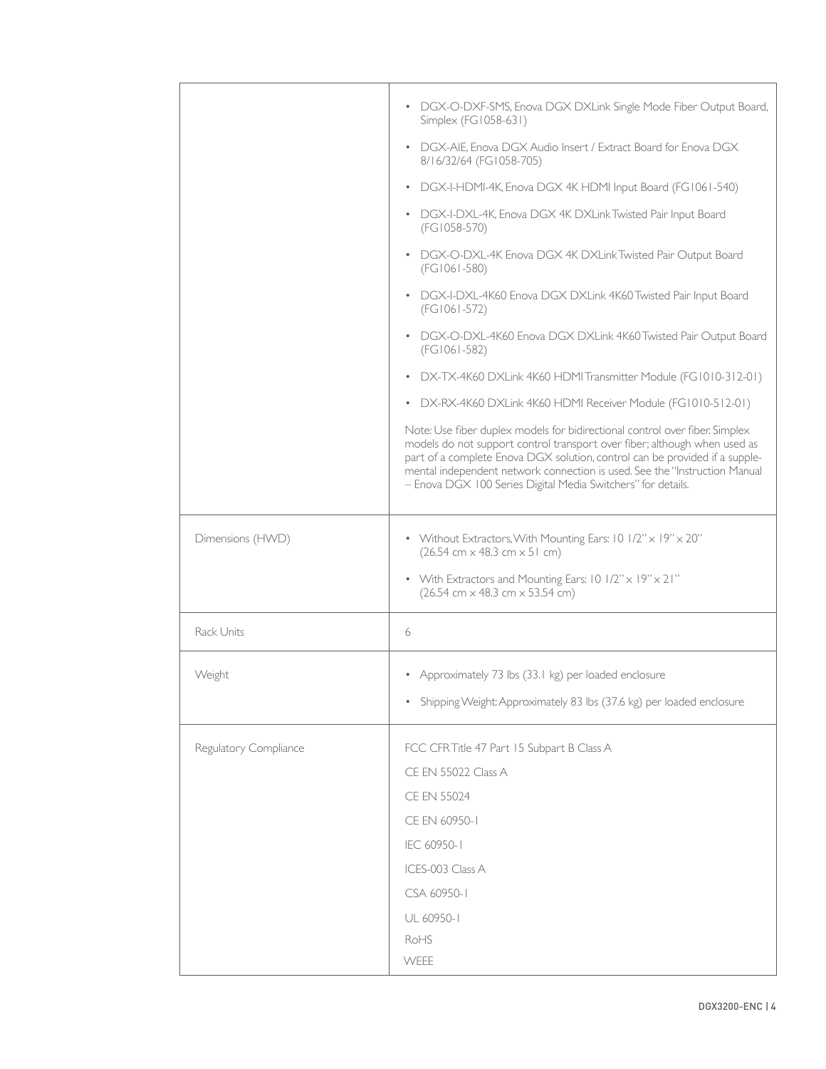| | |
|---|---|
| | • DGX-O-DXF-SMS, Enova DGX DXLink Single Mode Fiber Output Board, Simplex (FG1058-631)<br>• DGX-AIE, Enova DGX Audio Insert / Extract Board for Enova DGX 8/16/32/64 (FG1058-705)<br>• DGX-I-HDMI-4K, Enova DGX 4K HDMI Input Board (FG1061-540)<br>• DGX-I-DXL-4K, Enova DGX 4K DXLink Twisted Pair Input Board (FG1058-570)<br>• DGX-O-DXL-4K Enova DGX 4K DXLink Twisted Pair Output Board (FG1061-580)<br>• DGX-I-DXL-4K60 Enova DGX DXLink 4K60 Twisted Pair Input Board (FG1061-572)<br>• DGX-O-DXL-4K60 Enova DGX DXLink 4K60 Twisted Pair Output Board (FG1061-582)<br>• DX-TX-4K60 DXLink 4K60 HDMI Transmitter Module (FG1010-312-01)<br>• DX-RX-4K60 DXLink 4K60 HDMI Receiver Module (FG1010-512-01)<br><br>Note: Use fiber duplex models for bidirectional control over fiber. Simplex models do not support control transport over fiber; although when used as part of a complete Enova DGX solution, control can be provided if a supplemental independent network connection is used. See the "Instruction Manual – Enova DGX 100 Series Digital Media Switchers" for details. |
| Dimensions (HWD) | • Without Extractors, With Mounting Ears: 10 1/2" x 19" x 20" (26.54 cm x 48.3 cm x 51 cm)<br>• With Extractors and Mounting Ears: 10 1/2" x 19" x 21" (26.54 cm x 48.3 cm x 53.54 cm) |
| Rack Units | 6 |
| Weight | • Approximately 73 lbs (33.1 kg) per loaded enclosure<br>• Shipping Weight: Approximately 83 lbs (37.6 kg) per loaded enclosure |
| Regulatory Compliance | FCC CFR Title 47 Part 15 Subpart B Class A<br>CE EN 55022 Class A<br>CE EN 55024<br>CE EN 60950-1<br>IEC 60950-1<br>ICES-003 Class A<br>CSA 60950-1<br>UL 60950-1<br>RoHS<br>WEEE |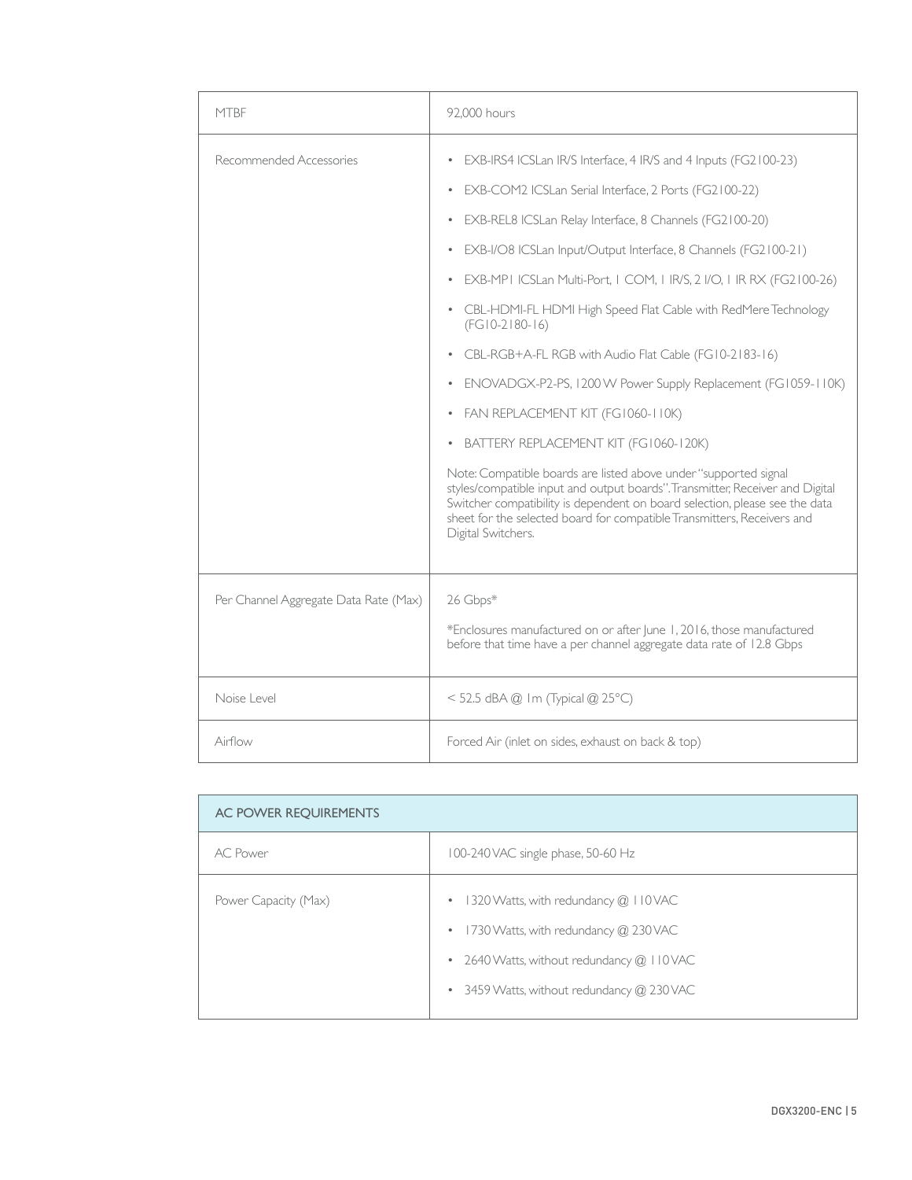| | |
|---|---|
| MTBF | 92,000 hours |
| Recommended Accessories | • EXB-IRS4 ICSLan IR/S Interface, 4 IR/S and 4 Inputs (FG2100-23)<br>• EXB-COM2 ICSLan Serial Interface, 2 Ports (FG2100-22)<br>• EXB-REL8 ICSLan Relay Interface, 8 Channels (FG2100-20)<br>• EXB-I/O8 ICSLan Input/Output Interface, 8 Channels (FG2100-21)<br>• EXB-MP1 ICSLan Multi-Port, 1 COM, 1 IR/S, 2 I/O, 1 IR RX (FG2100-26)<br>• CBL-HDMI-FL HDMI High Speed Flat Cable with RedMere Technology (FG10-2180-16)<br>• CBL-RGB+A-FL RGB with Audio Flat Cable (FG10-2183-16)<br>• ENOVADGX-P2-PS, 1200 W Power Supply Replacement (FG1059-110K)<br>• FAN REPLACEMENT KIT (FG1060-110K)<br>• BATTERY REPLACEMENT KIT (FG1060-120K)<br><br>Note: Compatible boards are listed above under "supported signal styles/compatible input and output boards". Transmitter, Receiver and Digital Switcher compatibility is dependent on board selection, please see the data sheet for the selected board for compatible Transmitters, Receivers and Digital Switchers. |
| Per Channel Aggregate Data Rate (Max) | 26 Gbps*<br><br>*Enclosures manufactured on or after June 1, 2016, those manufactured before that time have a per channel aggregate data rate of 12.8 Gbps |
| Noise Level | < 52.5 dBA @ 1m (Typical @ 25°C) |
| Airflow | Forced Air (inlet on sides, exhaust on back & top) |

| AC POWER REQUIREMENTS | |
|---|---|
| AC Power | 100-240 VAC single phase, 50-60 Hz |
| Power Capacity (Max) | • 1320 Watts, with redundancy @ 110 VAC<br>• 1730 Watts, with redundancy @ 230 VAC<br>• 2640 Watts, without redundancy @ 110 VAC<br>• 3459 Watts, without redundancy @ 230 VAC |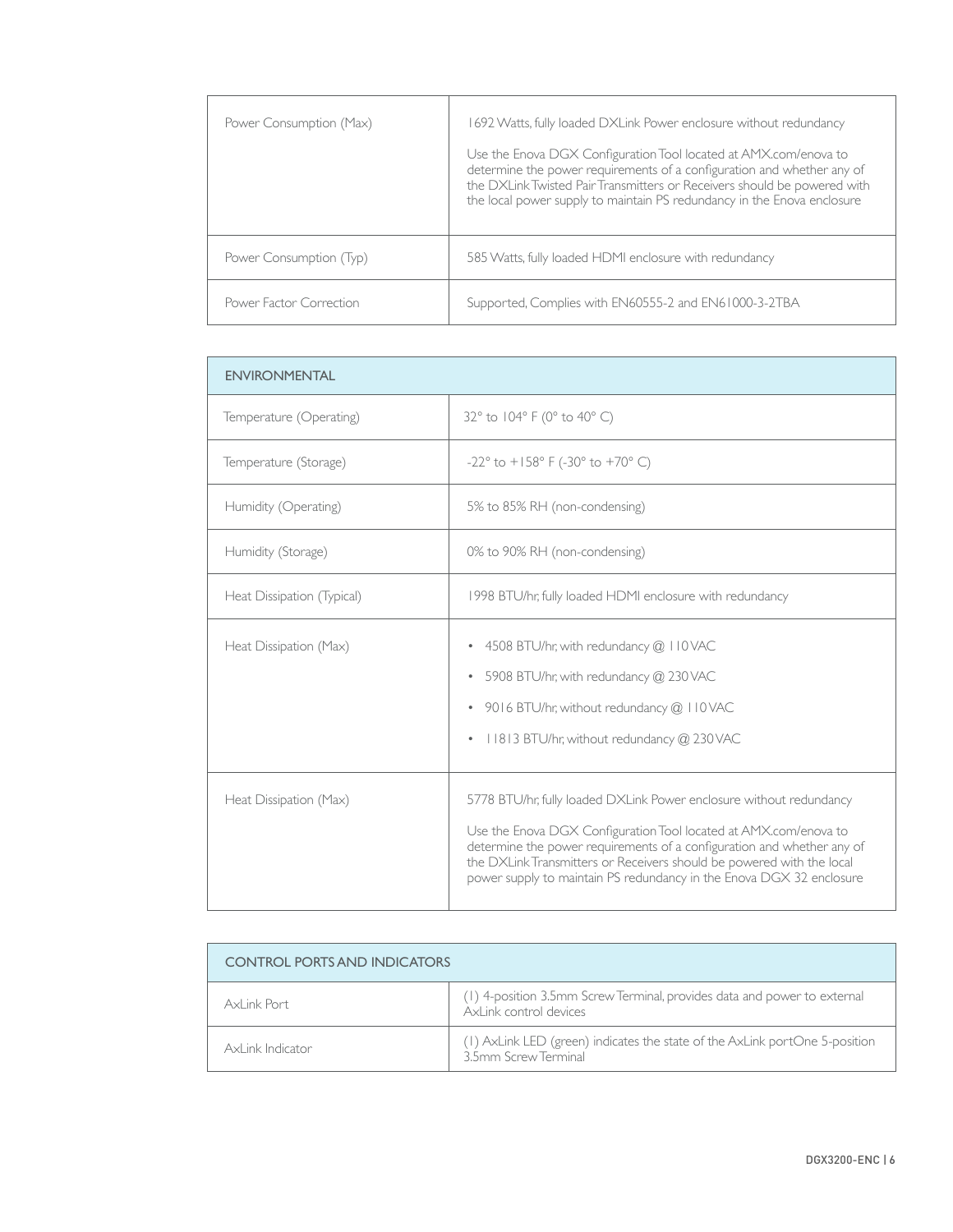| | |
|---|---|
| Power Consumption (Max) | 1692 Watts, fully loaded DXLink Power enclosure without redundancy<br><br>Use the Enova DGX Configuration Tool located at AMX.com/enova to determine the power requirements of a configuration and whether any of the DXLink Twisted Pair Transmitters or Receivers should be powered with the local power supply to maintain PS redundancy in the Enova enclosure |
| Power Consumption (Typ) | 585 Watts, fully loaded HDMI enclosure with redundancy |
| Power Factor Correction | Supported, Complies with EN60555-2 and EN61000-3-2TBA |

| ENVIRONMENTAL | |
|---|---|
| Temperature (Operating) | 32° to 104° F (0° to 40° C) |
| Temperature (Storage) | -22° to +158° F (-30° to +70° C) |
| Humidity (Operating) | 5% to 85% RH (non-condensing) |
| Humidity (Storage) | 0% to 90% RH (non-condensing) |
| Heat Dissipation (Typical) | 1998 BTU/hr, fully loaded HDMI enclosure with redundancy |
| Heat Dissipation (Max) | • 4508 BTU/hr, with redundancy @ 110 VAC<br>• 5908 BTU/hr, with redundancy @ 230 VAC<br>• 9016 BTU/hr, without redundancy @ 110 VAC<br>• 11813 BTU/hr, without redundancy @ 230 VAC |
| Heat Dissipation (Max) | 5778 BTU/hr, fully loaded DXLink Power enclosure without redundancy<br><br>Use the Enova DGX Configuration Tool located at AMX.com/enova to determine the power requirements of a configuration and whether any of the DXLink Transmitters or Receivers should be powered with the local power supply to maintain PS redundancy in the Enova DGX 32 enclosure |

| CONTROL PORTS AND INDICATORS | |
|---|---|
| AxLink Port | (1) 4-position 3.5mm Screw Terminal, provides data and power to external AxLink control devices |
| AxLink Indicator | (1) AxLink LED (green) indicates the state of the AxLink portOne 5-position 3.5mm Screw Terminal |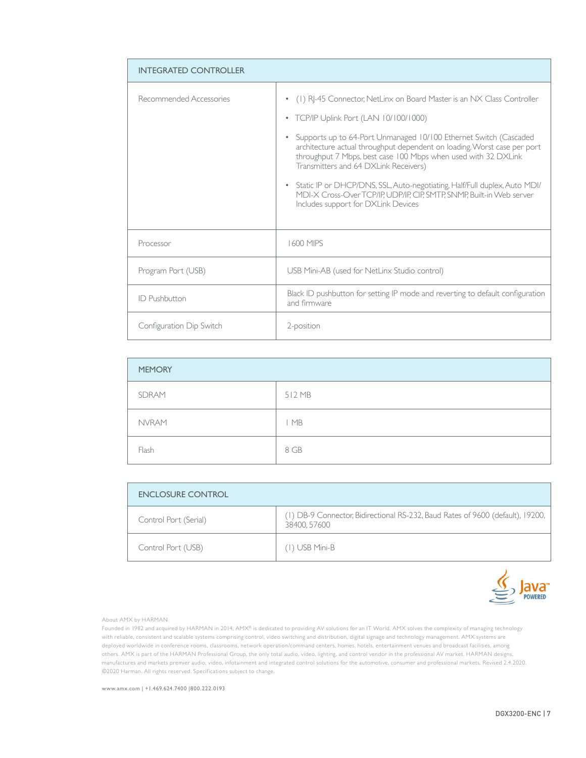| INTEGRATED CONTROLLER | |
|---|---|
| Recommended Accessories | • (1) RJ-45 Connector, NetLinx on Board Master is an NX Class Controller<br>• TCP/IP Uplink Port (LAN 10/100/1000)<br>• Supports up to 64-Port Unmanaged 10/100 Ethernet Switch (Cascaded architecture actual throughput dependent on loading. Worst case per port throughput 7 Mbps, best case 100 Mbps when used with 32 DXLink Transmitters and 64 DXLink Receivers)<br>• Static IP or DHCP/DNS, SSL, Auto-negotiating, Half/Full duplex, Auto MDI/MDI-X Cross-Over TCP/IP, UDP/IP, CIP, SMTP, SNMP, Built-in Web server Includes support for DXLink Devices |
| Processor | 1600 MIPS |
| Program Port (USB) | USB Mini-AB (used for NetLinx Studio control) |
| ID Pushbutton | Black ID pushbutton for setting IP mode and reverting to default configuration and firmware |
| Configuration Dip Switch | 2-position |

| MEMORY | |
|---|---|
| SDRAM | 512 MB |
| NVRAM | 1 MB |
| Flash | 8 GB |

| ENCLOSURE CONTROL | |
|---|---|
| Control Port (Serial) | (1) DB-9 Connector, Bidirectional RS-232, Baud Rates of 9600 (default), 19200, 38400, 57600 |
| Control Port (USB) | (1) USB Mini-B |

Java™ POWERED

About AMX by HARMAN

Founded in 1982 and acquired by HARMAN in 2014, AMX® is dedicated to providing AV solutions for an IT World. AMX solves the complexity of managing technology with reliable, consistent and scalable systems comprising control, video switching and distribution, digital signage and technology management. AMX systems are deployed worldwide in conference rooms, classrooms, network operation/command centers, homes, hotels, entertainment venues and broadcast facilities, among others. AMX is part of the HARMAN Professional Group, the only total audio, video, lighting, and control vendor in the professional AV market. HARMAN designs, manufactures and markets premier audio, video, infotainment and integrated control solutions for the automotive, consumer and professional markets. Revised 2.4.2020. ©2020 Harman. All rights reserved. Specifications subject to change.

www.amx.com | +1.469.624.7400 |800.222.0193